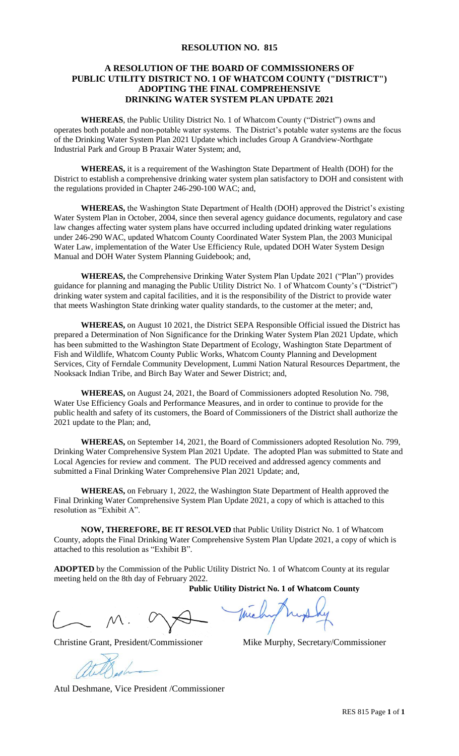# RESOLUTION NO. 815

## A RESOLUTION OF THE BOARD OF COMMISSIONERS OF PUBLIC UTILITY DISTRICT NO. 1 OF WHATCOM COUNTY ("DISTRICT") ADOPTING THE FINAL COMPREHENSIVE DRINKING WATER SYSTEM PLAN UPDATE 2021

**WHEREAS**, the Public Utility District No. 1 of Whatcom County ("District") owns and operates both potable and non-potable water systems. The District's potable water systems are the focus of the Drinking Water System Plan 2021 Update which includes Group A Grandview-Northgate Industrial Park and Group B Praxair Water System; and,

**WHEREAS,** it is a requirement of the Washington State Department of Health (DOH) for the District to establish a comprehensive drinking water system plan satisfactory to DOH and consistent with the regulations provided in Chapter 246-290-100 WAC; and,

**WHEREAS,** the Washington State Department of Health (DOH) approved the District's existing Water System Plan in October, 2004, since then several agency guidance documents, regulatory and case law changes affecting water system plans have occurred including updated drinking water regulations under 246-290 WAC, updated Whatcom County Coordinated Water System Plan, the 2003 Municipal Water Law, implementation of the Water Use Efficiency Rule, updated DOH Water System Design Manual and DOH Water System Planning Guidebook; and,

**WHEREAS,** the Comprehensive Drinking Water System Plan Update 2021 ("Plan") provides guidance for planning and managing the Public Utility District No. 1 of Whatcom County's ("District") drinking water system and capital facilities, and it is the responsibility of the District to provide water that meets Washington State drinking water quality standards, to the customer at the meter; and,

**WHEREAS,** on August 10 2021, the District SEPA Responsible Official issued the District has prepared a Determination of Non Significance for the Drinking Water System Plan 2021 Update, which has been submitted to the Washington State Department of Ecology, Washington State Department of Fish and Wildlife, Whatcom County Public Works, Whatcom County Planning and Development Services, City of Ferndale Community Development, Lummi Nation Natural Resources Department, the Nooksack Indian Tribe, and Birch Bay Water and Sewer District; and,

**WHEREAS,** on August 24, 2021, the Board of Commissioners adopted Resolution No. 798, Water Use Efficiency Goals and Performance Measures, and in order to continue to provide for the public health and safety of its customers, the Board of Commissioners of the District shall authorize the 2021 update to the Plan; and,

**WHEREAS,** on September 14, 2021, the Board of Commissioners adopted Resolution No. 799, Drinking Water Comprehensive System Plan 2021 Update. The adopted Plan was submitted to State and Local Agencies for review and comment. The PUD received and addressed agency comments and submitted a Final Drinking Water Comprehensive Plan 2021 Update; and,

**WHEREAS,** on February 1, 2022, the Washington State Department of Health approved the Final Drinking Water Comprehensive System Plan Update 2021, a copy of which is attached to this resolution as "Exhibit A".

**NOW, THEREFORE, BE IT RESOLVED** that Public Utility District No. 1 of Whatcom County, adopts the Final Drinking Water Comprehensive System Plan Update 2021, a copy of which is attached to this resolution as "Exhibit B".

**ADOPTED** by the Commission of the Public Utility District No. 1 of Whatcom County at its regular meeting held on the 8th day of February 2022.

**Public Utility District No. 1 of Whatcom County**

Christine Grant, President/Commissioner

Mike Murphy, Secretary/Commissioner

Atul Deshmane, Vice President /Commissioner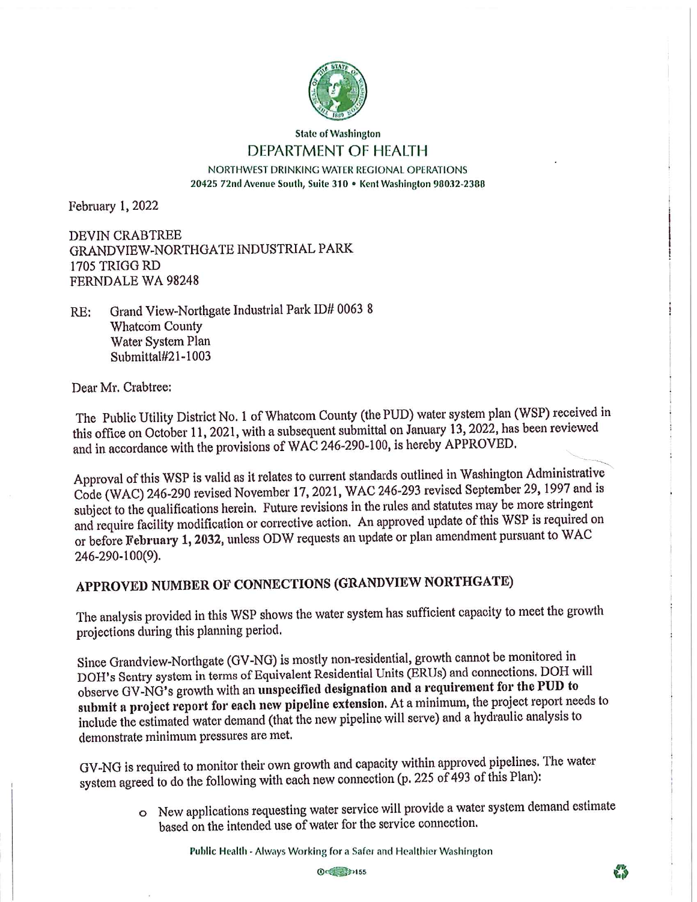State of Washington

DEPARTMENT OF HEALTH

NORTHWEST DRINKING WATER REGIONAL OPERATIONS

20425 72nd Avenue South, Suite 310 • Kent Washington 98032-2388

February 1, 2022

DEVIN CRABTREE
GRANDVIEW-NORTHGATE INDUSTRIAL PARK
1705 TRIGG RD
FERNDALE WA 98248

RE: Grand View-Northgate Industrial Park ID# 0063 8
Whatcom County
Water System Plan
Submittal#21-1003

Dear Mr. Crabtree:

The Public Utility District No. 1 of Whatcom County (the PUD) water system plan (WSP) received in this office on October 11, 2021, with a subsequent submittal on January 13, 2022, has been reviewed and in accordance with the provisions of WAC 246-290-100, is hereby APPROVED.

Approval of this WSP is valid as it relates to current standards outlined in Washington Administrative Code (WAC) 246-290 revised November 17, 2021, WAC 246-293 revised September 29, 1997 and is subject to the qualifications herein. Future revisions in the rules and statutes may be more stringent and require facility modification or corrective action. An approved update of this WSP is required on or before **February 1, 2032**, unless ODW requests an update or plan amendment pursuant to WAC 246-290-100(9).

## APPROVED NUMBER OF CONNECTIONS (GRANDVIEW NORTHGATE)

The analysis provided in this WSP shows the water system has sufficient capacity to meet the growth projections during this planning period.

Since Grandview-Northgate (GV-NG) is mostly non-residential, growth cannot be monitored in DOH's Sentry system in terms of Equivalent Residential Units (ERUs) and connections. DOH will observe GV-NG's growth with an **unspecified designation and a requirement for the PUD to submit a project report for each new pipeline extension.** At a minimum, the project report needs to include the estimated water demand (that the new pipeline will serve) and a hydraulic analysis to demonstrate minimum pressures are met.

GV-NG is required to monitor their own growth and capacity within approved pipelines. The water system agreed to do the following with each new connection (p. 225 of 493 of this Plan):

- New applications requesting water service will provide a water system demand estimate based on the intended use of water for the service connection.

Public Health - Always Working for a Safer and Healthier Washington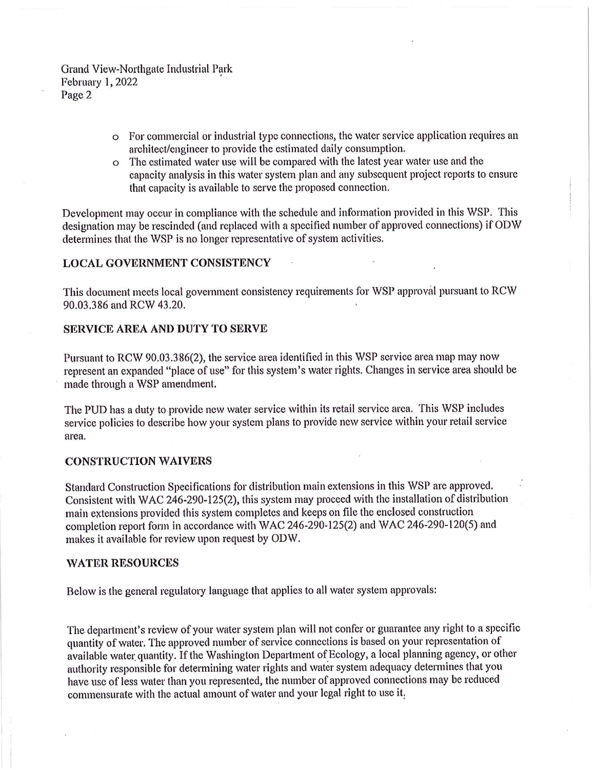- For commercial or industrial type connections, the water service application requires an architect/engineer to provide the estimated daily consumption.
- The estimated water use will be compared with the latest year water use and the capacity analysis in this water system plan and any subsequent project reports to ensure that capacity is available to serve the proposed connection.

Development may occur in compliance with the schedule and information provided in this WSP. This designation may be rescinded (and replaced with a specified number of approved connections) if ODW determines that the WSP is no longer representative of system activities.

## LOCAL GOVERNMENT CONSISTENCY

This document meets local government consistency requirements for WSP approval pursuant to RCW 90.03.386 and RCW 43.20.

## SERVICE AREA AND DUTY TO SERVE

Pursuant to RCW 90.03.386(2), the service area identified in this WSP service area map may now represent an expanded "place of use" for this system's water rights. Changes in service area should be made through a WSP amendment.

The PUD has a duty to provide new water service within its retail service area. This WSP includes service policies to describe how your system plans to provide new service within your retail service area.

## CONSTRUCTION WAIVERS

Standard Construction Specifications for distribution main extensions in this WSP are approved. Consistent with WAC 246-290-125(2), this system may proceed with the installation of distribution main extensions provided this system completes and keeps on file the enclosed construction completion report form in accordance with WAC 246-290-125(2) and WAC 246-290-120(5) and makes it available for review upon request by ODW.

## WATER RESOURCES

Below is the general regulatory language that applies to all water system approvals:

The department's review of your water system plan will not confer or guarantee any right to a specific quantity of water. The approved number of service connections is based on your representation of available water quantity. If the Washington Department of Ecology, a local planning agency, or other authority responsible for determining water rights and water system adequacy determines that you have use of less water than you represented, the number of approved connections may be reduced commensurate with the actual amount of water and your legal right to use it.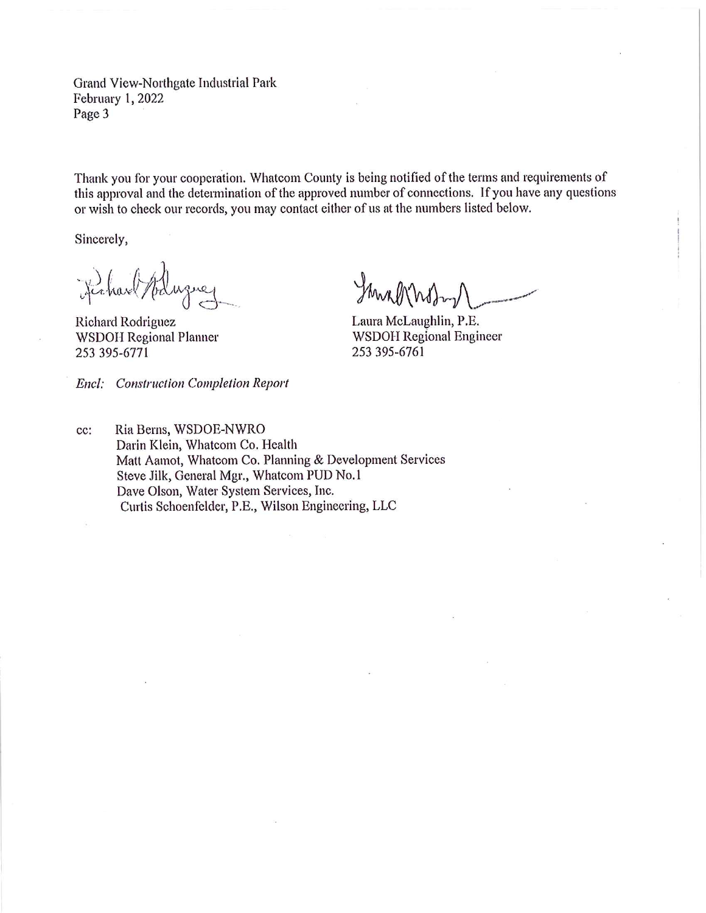Thank you for your cooperation. Whatcom County is being notified of the terms and requirements of this approval and the determination of the approved number of connections. If you have any questions or wish to check our records, you may contact either of us at the numbers listed below.

Sincerely,

Richard Rodriguez
WSDOH Regional Planner
253 395-6771

Laura McLaughlin, P.E.
WSDOH Regional Engineer
253 395-6761

*Encl: Construction Completion Report*

cc: Ria Berns, WSDOE-NWRO
Darin Klein, Whatcom Co. Health
Matt Aamot, Whatcom Co. Planning & Development Services
Steve Jilk, General Mgr., Whatcom PUD No.1
Dave Olson, Water System Services, Inc.
Curtis Schoenfelder, P.E., Wilson Engineering, LLC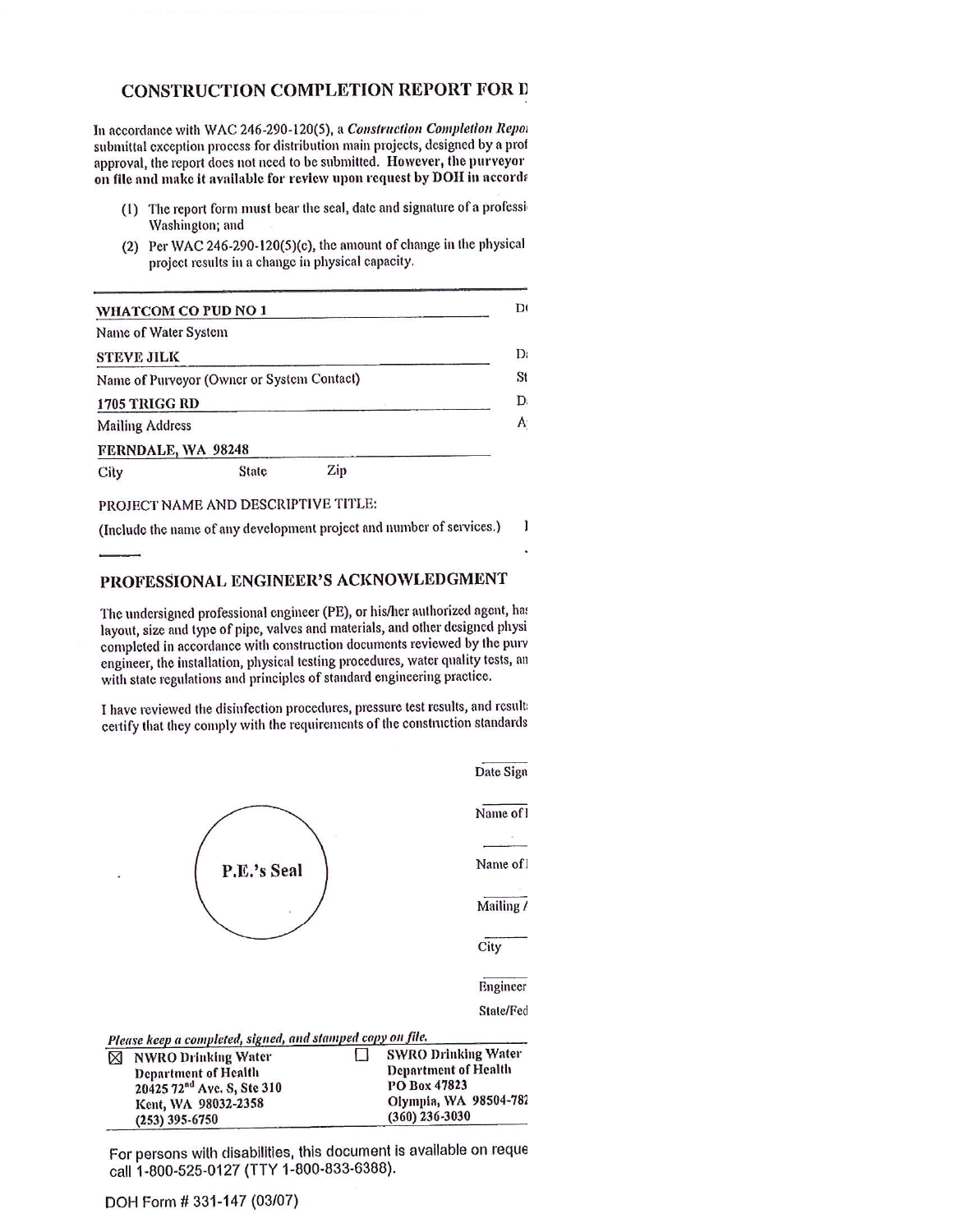## CONSTRUCTION COMPLETION REPORT FOR D

In accordance with WAC 246-290-120(5), a *Construction Completion Repo* submittal exception process for distribution main projects, designed by a prof approval, the report does not need to be submitted. **However, the purveyor on file and make it available for review upon request by DOH in accord**

(1) The report form must bear the seal, date and signature of a professi Washington; and

(2) Per WAC 246-290-120(5)(c), the amount of change in the physical project results in a change in physical capacity.

---

**WHATCOM CO PUD NO 1** D

Name of Water System

**STEVE JILK** D

Name of Purveyor (Owner or System Contact) S

**1705 TRIGG RD** D

Mailing Address A

**FERNDALE, WA 98248**

City State Zip

PROJECT NAME AND DESCRIPTIVE TITLE:

(Include the name of any development project and number of services.)

## PROFESSIONAL ENGINEER'S ACKNOWLEDGMENT

The undersigned professional engineer (PE), or his/her authorized agent, ha layout, size and type of pipe, valves and materials, and other designed physi completed in accordance with construction documents reviewed by the purv engineer, the installation, physical testing procedures, water quality tests, an with state regulations and principles of standard engineering practice.

I have reviewed the disinfection procedures, pressure test results, and result certify that they comply with the requirements of the construction standards

P.E.'s Seal

Date Sign

Name of

Name of

Mailing

City

Engineer

State/Fed

*Please keep a completed, signed, and stamped copy on file.*

| | |
|---|---|
| ☒ **NWRO Drinking Water**<br>**Department of Health**<br>**20425 72nd Ave. S, Ste 310**<br>**Kent, WA 98032-2358**<br>**(253) 395-6750** | ☐ **SWRO Drinking Water**<br>**Department of Health**<br>**PO Box 47823**<br>**Olympia, WA 98504-78**<br>**(360) 236-3030** |

For persons with disabilities, this document is available on reque call 1-800-525-0127 (TTY 1-800-833-6388).

DOH Form # 331-147 (03/07)